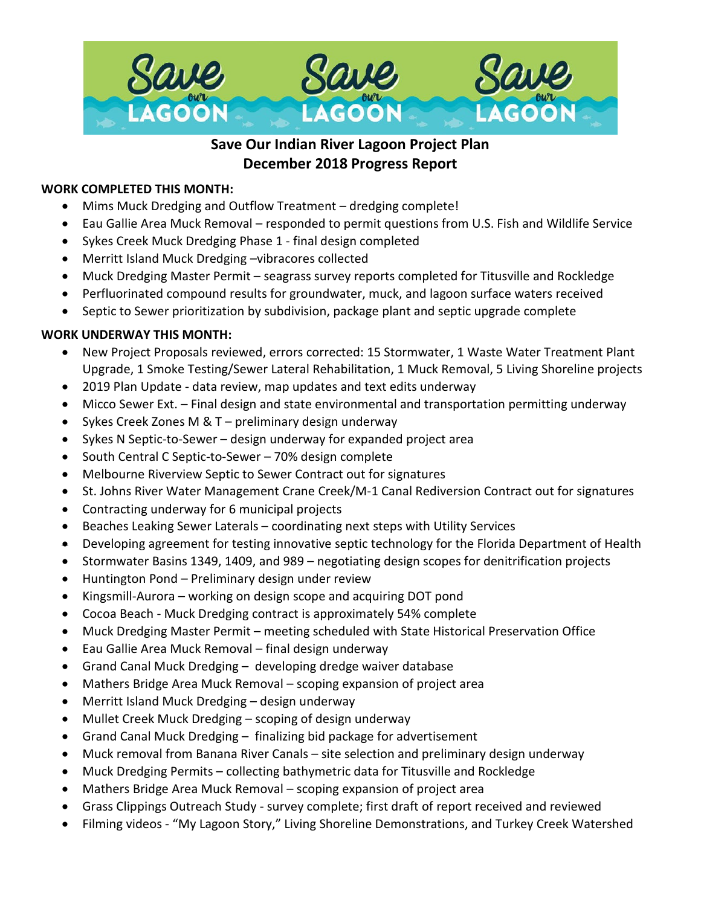# Save Our Indian River Lagoon Project Plan
## December 2018 Progress Report

**WORK COMPLETED THIS MONTH:**

- Mims Muck Dredging and Outflow Treatment – dredging complete!
- Eau Gallie Area Muck Removal – responded to permit questions from U.S. Fish and Wildlife Service
- Sykes Creek Muck Dredging Phase 1 - final design completed
- Merritt Island Muck Dredging –vibracores collected
- Muck Dredging Master Permit – seagrass survey reports completed for Titusville and Rockledge
- Perfluorinated compound results for groundwater, muck, and lagoon surface waters received
- Septic to Sewer prioritization by subdivision, package plant and septic upgrade complete

**WORK UNDERWAY THIS MONTH:**

- New Project Proposals reviewed, errors corrected: 15 Stormwater, 1 Waste Water Treatment Plant Upgrade, 1 Smoke Testing/Sewer Lateral Rehabilitation, 1 Muck Removal, 5 Living Shoreline projects
- 2019 Plan Update - data review, map updates and text edits underway
- Micco Sewer Ext. – Final design and state environmental and transportation permitting underway
- Sykes Creek Zones M & T – preliminary design underway
- Sykes N Septic-to-Sewer – design underway for expanded project area
- South Central C Septic-to-Sewer – 70% design complete
- Melbourne Riverview Septic to Sewer Contract out for signatures
- St. Johns River Water Management Crane Creek/M-1 Canal Rediversion Contract out for signatures
- Contracting underway for 6 municipal projects
- Beaches Leaking Sewer Laterals – coordinating next steps with Utility Services
- Developing agreement for testing innovative septic technology for the Florida Department of Health
- Stormwater Basins 1349, 1409, and 989 – negotiating design scopes for denitrification projects
- Huntington Pond – Preliminary design under review
- Kingsmill-Aurora – working on design scope and acquiring DOT pond
- Cocoa Beach - Muck Dredging contract is approximately 54% complete
- Muck Dredging Master Permit – meeting scheduled with State Historical Preservation Office
- Eau Gallie Area Muck Removal – final design underway
- Grand Canal Muck Dredging – developing dredge waiver database
- Mathers Bridge Area Muck Removal – scoping expansion of project area
- Merritt Island Muck Dredging – design underway
- Mullet Creek Muck Dredging – scoping of design underway
- Grand Canal Muck Dredging – finalizing bid package for advertisement
- Muck removal from Banana River Canals – site selection and preliminary design underway
- Muck Dredging Permits – collecting bathymetric data for Titusville and Rockledge
- Mathers Bridge Area Muck Removal – scoping expansion of project area
- Grass Clippings Outreach Study - survey complete; first draft of report received and reviewed
- Filming videos - "My Lagoon Story," Living Shoreline Demonstrations, and Turkey Creek Watershed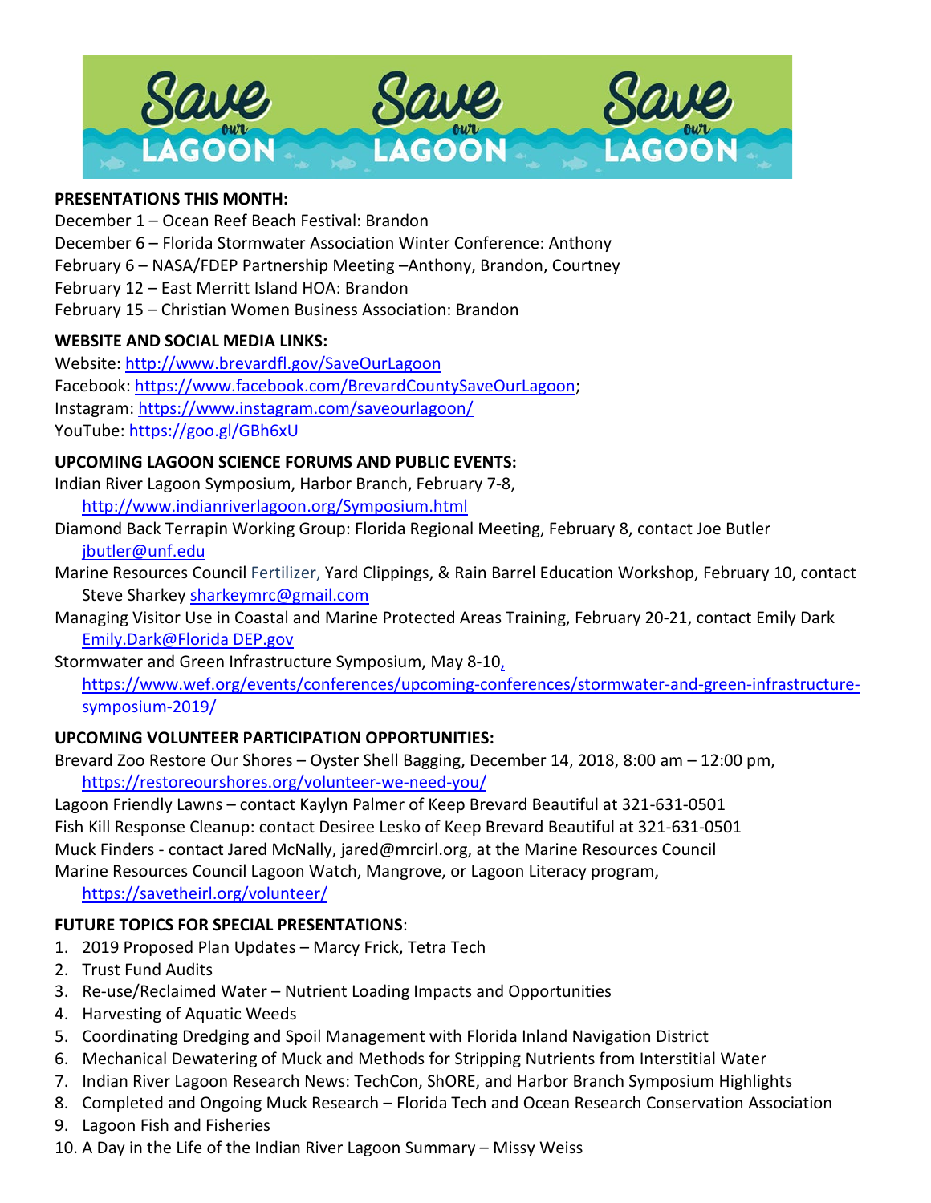**PRESENTATIONS THIS MONTH:**

December 1 – Ocean Reef Beach Festival: Brandon
December 6 – Florida Stormwater Association Winter Conference: Anthony
February 6 – NASA/FDEP Partnership Meeting –Anthony, Brandon, Courtney
February 12 – East Merritt Island HOA: Brandon
February 15 – Christian Women Business Association: Brandon

**WEBSITE AND SOCIAL MEDIA LINKS:**

Website: http://www.brevardfl.gov/SaveOurLagoon
Facebook: https://www.facebook.com/BrevardCountySaveOurLagoon;
Instagram: https://www.instagram.com/saveourlagoon/
YouTube: https://goo.gl/GBh6xU

**UPCOMING LAGOON SCIENCE FORUMS AND PUBLIC EVENTS:**

Indian River Lagoon Symposium, Harbor Branch, February 7-8, http://www.indianriverlagoon.org/Symposium.html
Diamond Back Terrapin Working Group: Florida Regional Meeting, February 8, contact Joe Butler jbutler@unf.edu
Marine Resources Council Fertilizer, Yard Clippings, & Rain Barrel Education Workshop, February 10, contact Steve Sharkey sharkeymrc@gmail.com
Managing Visitor Use in Coastal and Marine Protected Areas Training, February 20-21, contact Emily Dark Emily.Dark@Florida DEP.gov
Stormwater and Green Infrastructure Symposium, May 8-10, https://www.wef.org/events/conferences/upcoming-conferences/stormwater-and-green-infrastructure-symposium-2019/

**UPCOMING VOLUNTEER PARTICIPATION OPPORTUNITIES:**

Brevard Zoo Restore Our Shores – Oyster Shell Bagging, December 14, 2018, 8:00 am – 12:00 pm, https://restoreourshores.org/volunteer-we-need-you/
Lagoon Friendly Lawns – contact Kaylyn Palmer of Keep Brevard Beautiful at 321-631-0501
Fish Kill Response Cleanup: contact Desiree Lesko of Keep Brevard Beautiful at 321-631-0501
Muck Finders - contact Jared McNally, jared@mrcirl.org, at the Marine Resources Council
Marine Resources Council Lagoon Watch, Mangrove, or Lagoon Literacy program, https://savetheirl.org/volunteer/

**FUTURE TOPICS FOR SPECIAL PRESENTATIONS**:

1. 2019 Proposed Plan Updates – Marcy Frick, Tetra Tech
2. Trust Fund Audits
3. Re-use/Reclaimed Water – Nutrient Loading Impacts and Opportunities
4. Harvesting of Aquatic Weeds
5. Coordinating Dredging and Spoil Management with Florida Inland Navigation District
6. Mechanical Dewatering of Muck and Methods for Stripping Nutrients from Interstitial Water
7. Indian River Lagoon Research News: TechCon, ShORE, and Harbor Branch Symposium Highlights
8. Completed and Ongoing Muck Research – Florida Tech and Ocean Research Conservation Association
9. Lagoon Fish and Fisheries
10. A Day in the Life of the Indian River Lagoon Summary – Missy Weiss